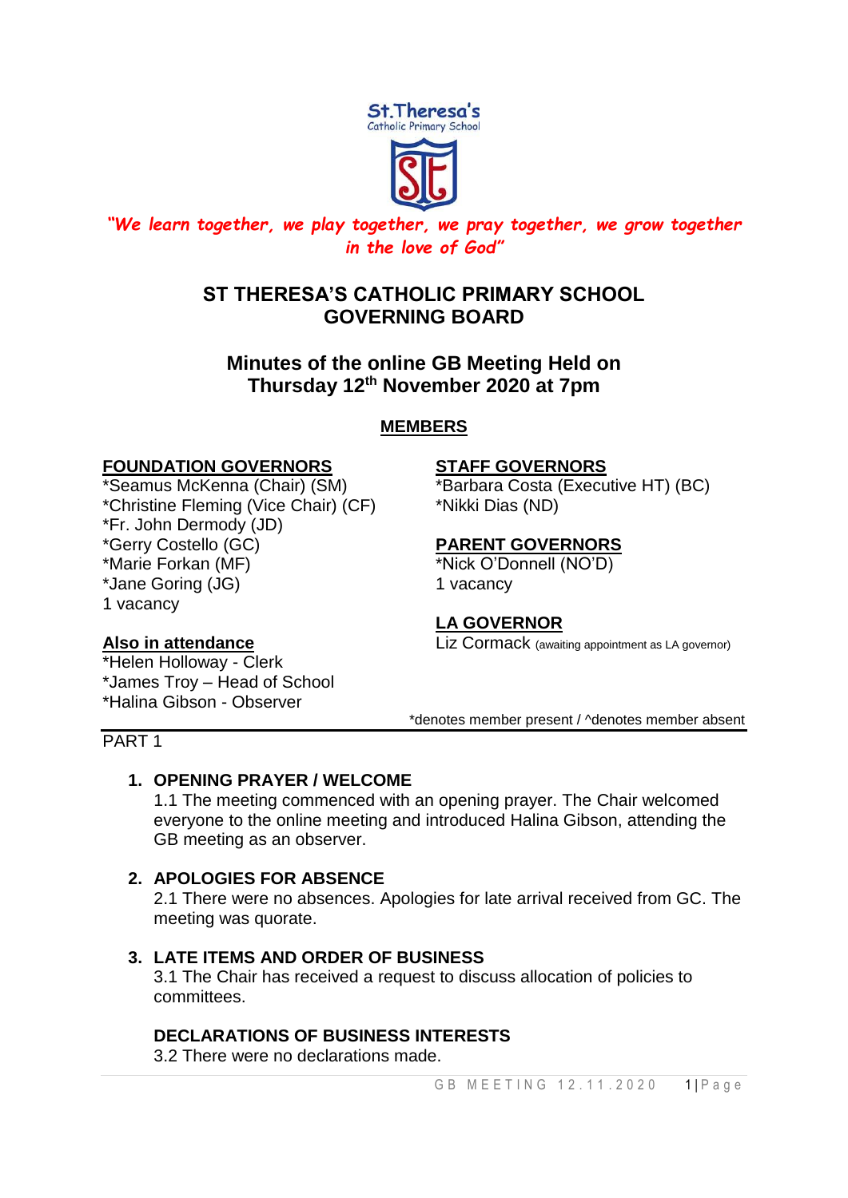St.Theresa's
Catholic Primary School

*"We learn together, we play together, we pray together, we grow together in the love of God"*

# ST THERESA'S CATHOLIC PRIMARY SCHOOL GOVERNING BOARD

## Minutes of the online GB Meeting Held on Thursday 12th November 2020 at 7pm

**MEMBERS**

**FOUNDATION GOVERNORS**
*Seamus McKenna (Chair) (SM)
*Christine Fleming (Vice Chair) (CF)
*Fr. John Dermody (JD)
*Gerry Costello (GC)
*Marie Forkan (MF)
*Jane Goring (JG)
1 vacancy

**Also in attendance**
*Helen Holloway - Clerk
*James Troy – Head of School
*Halina Gibson - Observer

**STAFF GOVERNORS**
*Barbara Costa (Executive HT) (BC)
*Nikki Dias (ND)

**PARENT GOVERNORS**
*Nick O'Donnell (NO'D)
1 vacancy

**LA GOVERNOR**
Liz Cormack (awaiting appointment as LA governor)

*denotes member present / ^denotes member absent

PART 1

1. **OPENING PRAYER / WELCOME**
   1.1 The meeting commenced with an opening prayer. The Chair welcomed everyone to the online meeting and introduced Halina Gibson, attending the GB meeting as an observer.

2. **APOLOGIES FOR ABSENCE**
   2.1 There were no absences. Apologies for late arrival received from GC. The meeting was quorate.

3. **LATE ITEMS AND ORDER OF BUSINESS**
   3.1 The Chair has received a request to discuss allocation of policies to committees.

   **DECLARATIONS OF BUSINESS INTERESTS**
   3.2 There were no declarations made.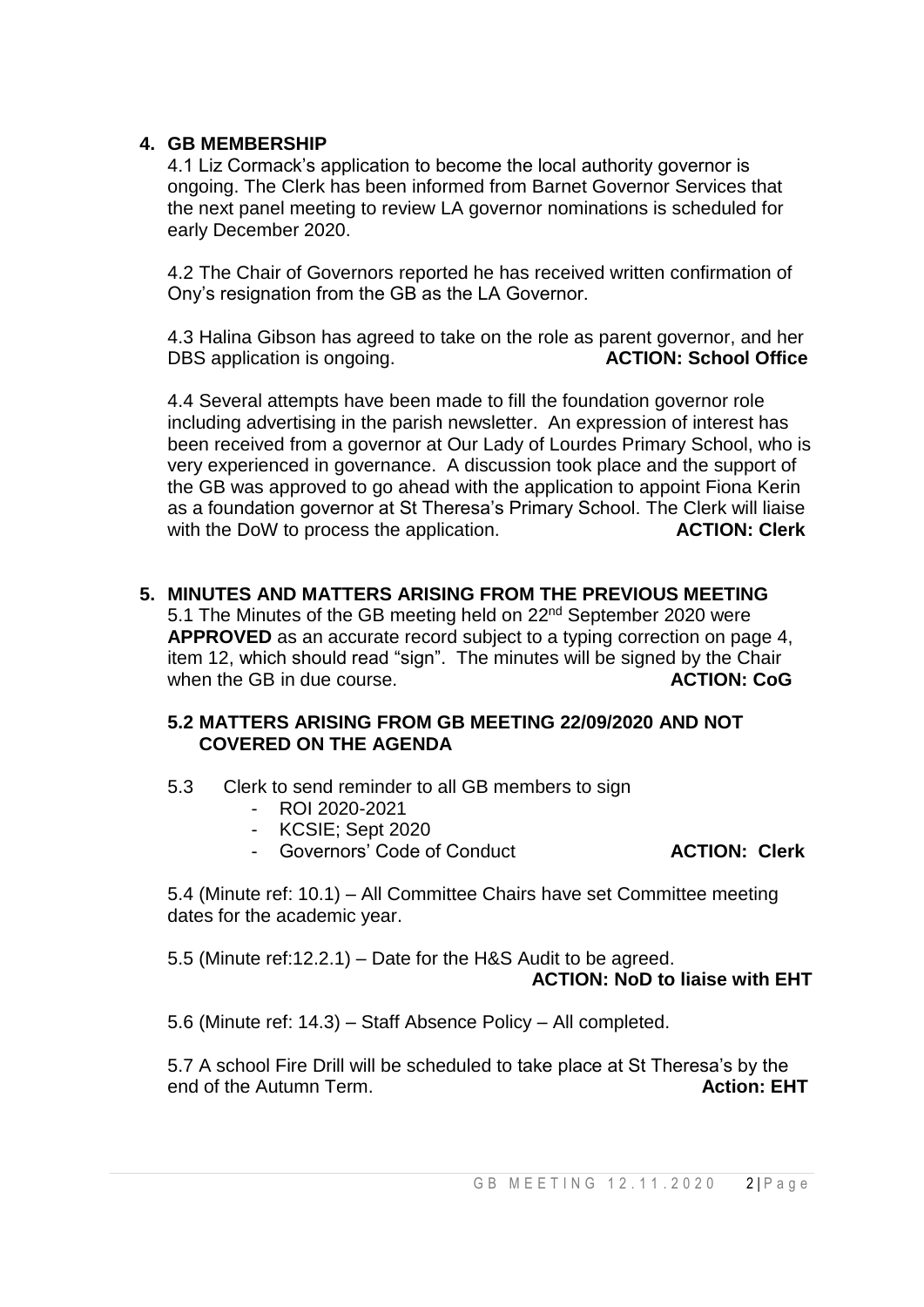## 4. GB MEMBERSHIP

4.1 Liz Cormack's application to become the local authority governor is ongoing. The Clerk has been informed from Barnet Governor Services that the next panel meeting to review LA governor nominations is scheduled for early December 2020.

4.2 The Chair of Governors reported he has received written confirmation of Ony's resignation from the GB as the LA Governor.

4.3 Halina Gibson has agreed to take on the role as parent governor, and her DBS application is ongoing. **ACTION: School Office**

4.4 Several attempts have been made to fill the foundation governor role including advertising in the parish newsletter. An expression of interest has been received from a governor at Our Lady of Lourdes Primary School, who is very experienced in governance. A discussion took place and the support of the GB was approved to go ahead with the application to appoint Fiona Kerin as a foundation governor at St Theresa's Primary School. The Clerk will liaise with the DoW to process the application. **ACTION: Clerk**

## 5. MINUTES AND MATTERS ARISING FROM THE PREVIOUS MEETING

5.1 The Minutes of the GB meeting held on 22nd September 2020 were **APPROVED** as an accurate record subject to a typing correction on page 4, item 12, which should read "sign". The minutes will be signed by the Chair when the GB in due course. **ACTION: CoG**

### 5.2 MATTERS ARISING FROM GB MEETING 22/09/2020 AND NOT COVERED ON THE AGENDA

5.3 Clerk to send reminder to all GB members to sign

- ROI 2020-2021
- KCSIE; Sept 2020
- Governors' Code of Conduct **ACTION: Clerk**

5.4 (Minute ref: 10.1) – All Committee Chairs have set Committee meeting dates for the academic year.

5.5 (Minute ref:12.2.1) – Date for the H&S Audit to be agreed. **ACTION: NoD to liaise with EHT**

5.6 (Minute ref: 14.3) – Staff Absence Policy – All completed.

5.7 A school Fire Drill will be scheduled to take place at St Theresa's by the end of the Autumn Term. **Action: EHT**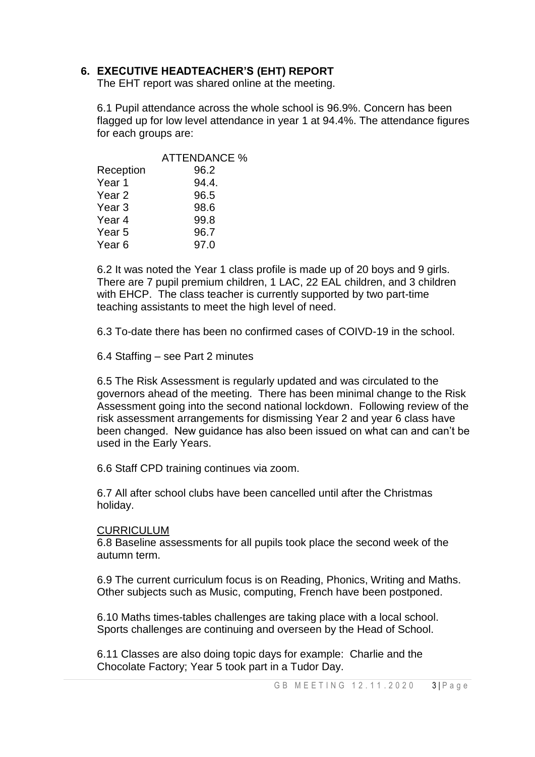## 6. EXECUTIVE HEADTEACHER'S (EHT) REPORT

The EHT report was shared online at the meeting.

6.1 Pupil attendance across the whole school is 96.9%. Concern has been flagged up for low level attendance in year 1 at 94.4%. The attendance figures for each groups are:

| | ATTENDANCE % |
|---|---|
| Reception | 96.2 |
| Year 1 | 94.4. |
| Year 2 | 96.5 |
| Year 3 | 98.6 |
| Year 4 | 99.8 |
| Year 5 | 96.7 |
| Year 6 | 97.0 |

6.2 It was noted the Year 1 class profile is made up of 20 boys and 9 girls. There are 7 pupil premium children, 1 LAC, 22 EAL children, and 3 children with EHCP. The class teacher is currently supported by two part-time teaching assistants to meet the high level of need.

6.3 To-date there has been no confirmed cases of COIVD-19 in the school.

6.4 Staffing – see Part 2 minutes

6.5 The Risk Assessment is regularly updated and was circulated to the governors ahead of the meeting. There has been minimal change to the Risk Assessment going into the second national lockdown. Following review of the risk assessment arrangements for dismissing Year 2 and year 6 class have been changed. New guidance has also been issued on what can and can't be used in the Early Years.

6.6 Staff CPD training continues via zoom.

6.7 All after school clubs have been cancelled until after the Christmas holiday.

CURRICULUM

6.8 Baseline assessments for all pupils took place the second week of the autumn term.

6.9 The current curriculum focus is on Reading, Phonics, Writing and Maths. Other subjects such as Music, computing, French have been postponed.

6.10 Maths times-tables challenges are taking place with a local school. Sports challenges are continuing and overseen by the Head of School.

6.11 Classes are also doing topic days for example: Charlie and the Chocolate Factory; Year 5 took part in a Tudor Day.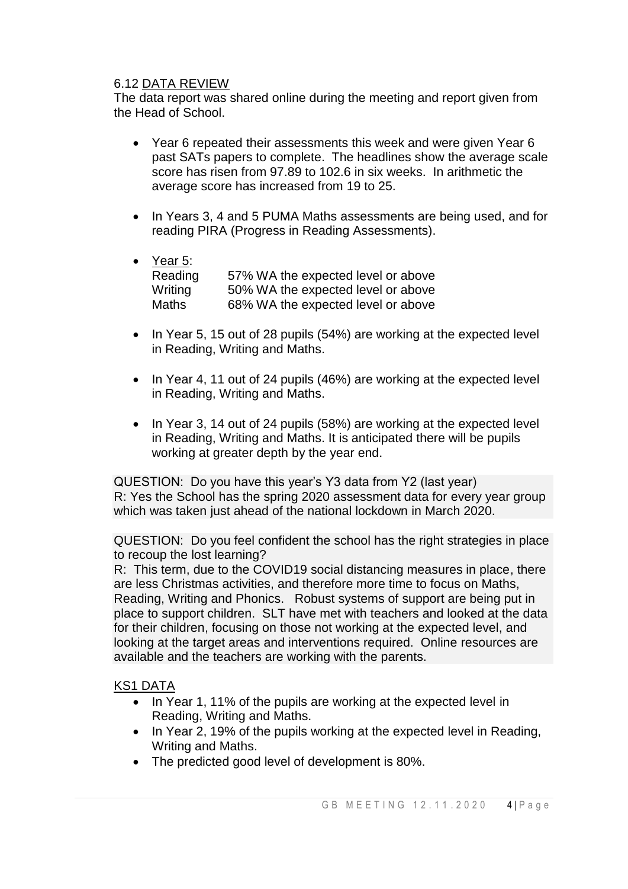6.12 <u>DATA REVIEW</u>

The data report was shared online during the meeting and report given from the Head of School.

- Year 6 repeated their assessments this week and were given Year 6 past SATs papers to complete. The headlines show the average scale score has risen from 97.89 to 102.6 in six weeks. In arithmetic the average score has increased from 19 to 25.

- In Years 3, 4 and 5 PUMA Maths assessments are being used, and for reading PIRA (Progress in Reading Assessments).

- <u>Year 5</u>:

  | | |
  |---|---|
  | Reading | 57% WA the expected level or above |
  | Writing | 50% WA the expected level or above |
  | Maths | 68% WA the expected level or above |

- In Year 5, 15 out of 28 pupils (54%) are working at the expected level in Reading, Writing and Maths.

- In Year 4, 11 out of 24 pupils (46%) are working at the expected level in Reading, Writing and Maths.

- In Year 3, 14 out of 24 pupils (58%) are working at the expected level in Reading, Writing and Maths. It is anticipated there will be pupils working at greater depth by the year end.

QUESTION: Do you have this year's Y3 data from Y2 (last year)
R: Yes the School has the spring 2020 assessment data for every year group which was taken just ahead of the national lockdown in March 2020.

QUESTION: Do you feel confident the school has the right strategies in place to recoup the lost learning?
R: This term, due to the COVID19 social distancing measures in place, there are less Christmas activities, and therefore more time to focus on Maths, Reading, Writing and Phonics. Robust systems of support are being put in place to support children. SLT have met with teachers and looked at the data for their children, focusing on those not working at the expected level, and looking at the target areas and interventions required. Online resources are available and the teachers are working with the parents.

<u>KS1 DATA</u>

- In Year 1, 11% of the pupils are working at the expected level in Reading, Writing and Maths.
- In Year 2, 19% of the pupils working at the expected level in Reading, Writing and Maths.
- The predicted good level of development is 80%.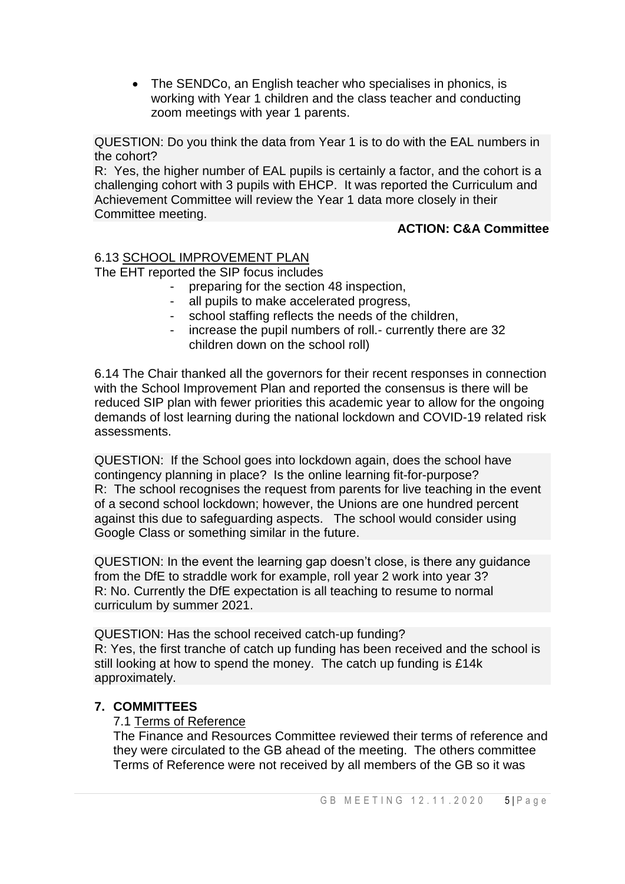- The SENDCo, an English teacher who specialises in phonics, is working with Year 1 children and the class teacher and conducting zoom meetings with year 1 parents.

QUESTION: Do you think the data from Year 1 is to do with the EAL numbers in the cohort?
R: Yes, the higher number of EAL pupils is certainly a factor, and the cohort is a challenging cohort with 3 pupils with EHCP. It was reported the Curriculum and Achievement Committee will review the Year 1 data more closely in their Committee meeting.

**ACTION: C&A Committee**

6.13 SCHOOL IMPROVEMENT PLAN

The EHT reported the SIP focus includes

- preparing for the section 48 inspection,
- all pupils to make accelerated progress,
- school staffing reflects the needs of the children,
- increase the pupil numbers of roll.- currently there are 32 children down on the school roll)

6.14 The Chair thanked all the governors for their recent responses in connection with the School Improvement Plan and reported the consensus is there will be reduced SIP plan with fewer priorities this academic year to allow for the ongoing demands of lost learning during the national lockdown and COVID-19 related risk assessments.

QUESTION: If the School goes into lockdown again, does the school have contingency planning in place? Is the online learning fit-for-purpose?
R: The school recognises the request from parents for live teaching in the event of a second school lockdown; however, the Unions are one hundred percent against this due to safeguarding aspects. The school would consider using Google Class or something similar in the future.

QUESTION: In the event the learning gap doesn't close, is there any guidance from the DfE to straddle work for example, roll year 2 work into year 3?
R: No. Currently the DfE expectation is all teaching to resume to normal curriculum by summer 2021.

QUESTION: Has the school received catch-up funding?
R: Yes, the first tranche of catch up funding has been received and the school is still looking at how to spend the money. The catch up funding is £14k approximately.

## 7. COMMITTEES

7.1 Terms of Reference

The Finance and Resources Committee reviewed their terms of reference and they were circulated to the GB ahead of the meeting. The others committee Terms of Reference were not received by all members of the GB so it was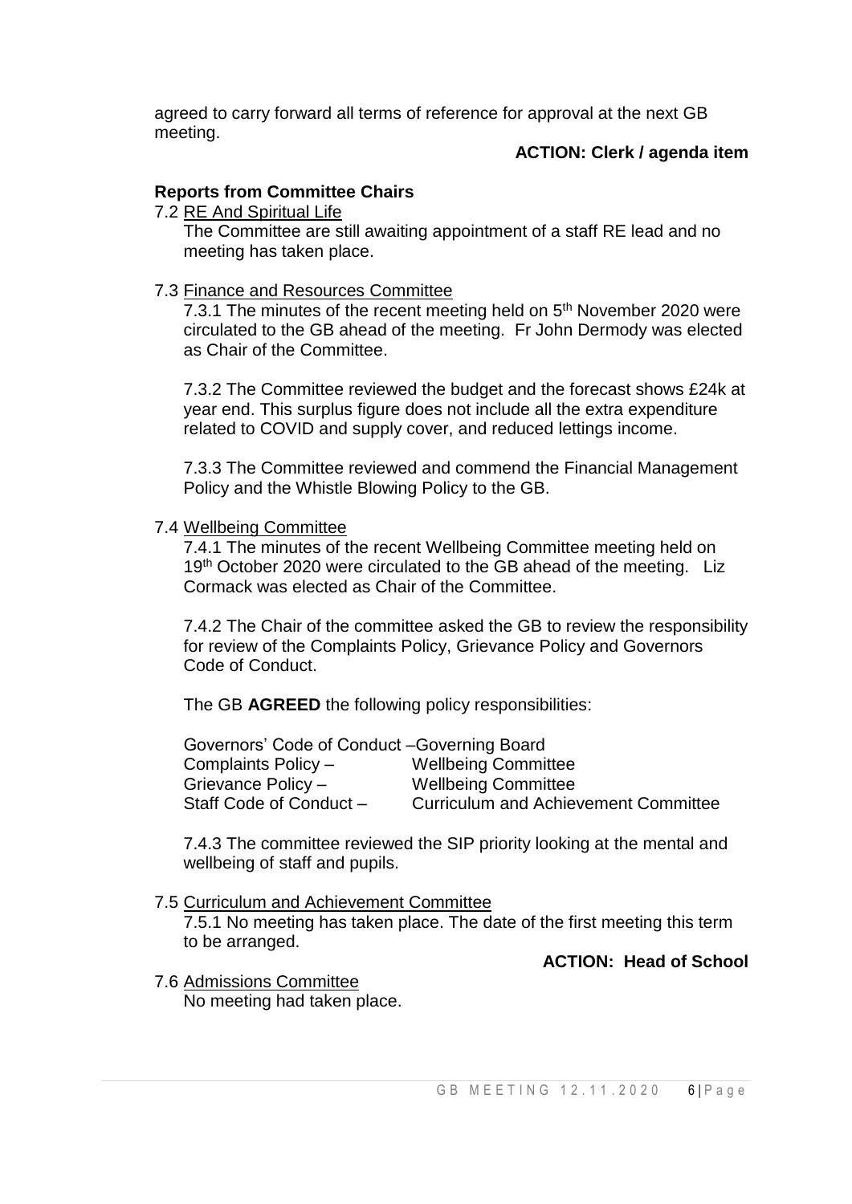agreed to carry forward all terms of reference for approval at the next GB meeting.

**ACTION: Clerk / agenda item**

**Reports from Committee Chairs**

7.2 RE And Spiritual Life

The Committee are still awaiting appointment of a staff RE lead and no meeting has taken place.

7.3 Finance and Resources Committee

7.3.1 The minutes of the recent meeting held on 5th November 2020 were circulated to the GB ahead of the meeting. Fr John Dermody was elected as Chair of the Committee.

7.3.2 The Committee reviewed the budget and the forecast shows £24k at year end. This surplus figure does not include all the extra expenditure related to COVID and supply cover, and reduced lettings income.

7.3.3 The Committee reviewed and commend the Financial Management Policy and the Whistle Blowing Policy to the GB.

7.4 Wellbeing Committee

7.4.1 The minutes of the recent Wellbeing Committee meeting held on 19th October 2020 were circulated to the GB ahead of the meeting. Liz Cormack was elected as Chair of the Committee.

7.4.2 The Chair of the committee asked the GB to review the responsibility for review of the Complaints Policy, Grievance Policy and Governors Code of Conduct.

The GB **AGREED** the following policy responsibilities:

| | |
|---|---|
| Governors' Code of Conduct – | Governing Board |
| Complaints Policy – | Wellbeing Committee |
| Grievance Policy – | Wellbeing Committee |
| Staff Code of Conduct – | Curriculum and Achievement Committee |

7.4.3 The committee reviewed the SIP priority looking at the mental and wellbeing of staff and pupils.

7.5 Curriculum and Achievement Committee

7.5.1 No meeting has taken place. The date of the first meeting this term to be arranged.

**ACTION: Head of School**

7.6 Admissions Committee

No meeting had taken place.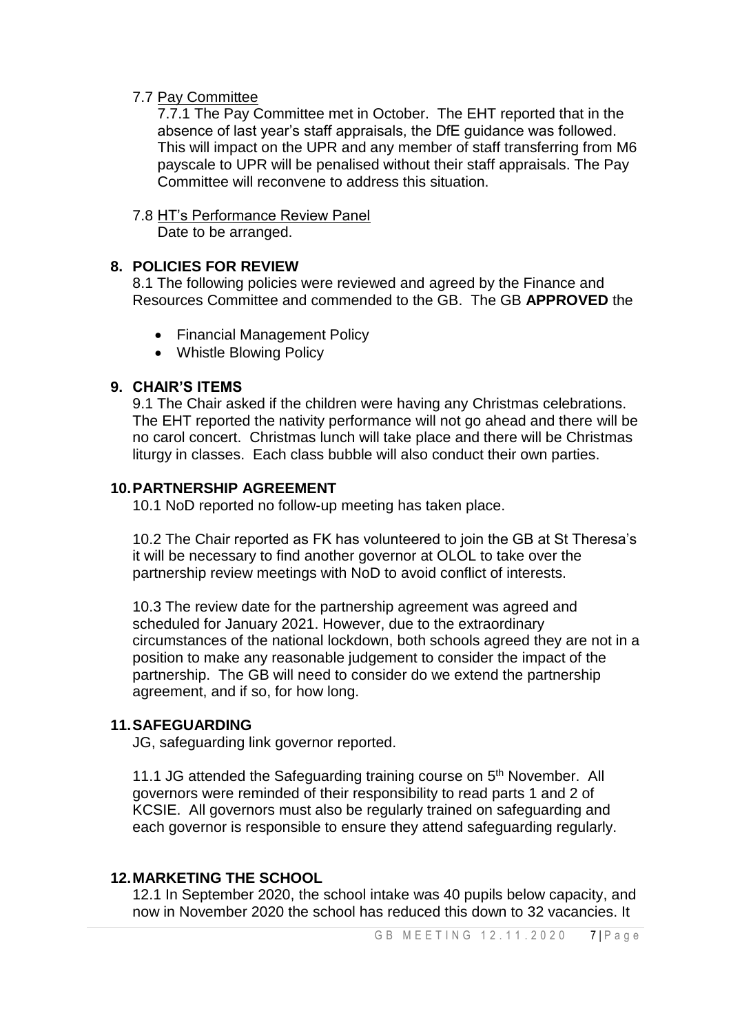7.7 Pay Committee

7.7.1 The Pay Committee met in October. The EHT reported that in the absence of last year's staff appraisals, the DfE guidance was followed. This will impact on the UPR and any member of staff transferring from M6 payscale to UPR will be penalised without their staff appraisals. The Pay Committee will reconvene to address this situation.

7.8 HT's Performance Review Panel

Date to be arranged.

## 8. POLICIES FOR REVIEW

8.1 The following policies were reviewed and agreed by the Finance and Resources Committee and commended to the GB. The GB **APPROVED** the

- Financial Management Policy
- Whistle Blowing Policy

## 9. CHAIR'S ITEMS

9.1 The Chair asked if the children were having any Christmas celebrations. The EHT reported the nativity performance will not go ahead and there will be no carol concert. Christmas lunch will take place and there will be Christmas liturgy in classes. Each class bubble will also conduct their own parties.

## 10. PARTNERSHIP AGREEMENT

10.1 NoD reported no follow-up meeting has taken place.

10.2 The Chair reported as FK has volunteered to join the GB at St Theresa's it will be necessary to find another governor at OLOL to take over the partnership review meetings with NoD to avoid conflict of interests.

10.3 The review date for the partnership agreement was agreed and scheduled for January 2021. However, due to the extraordinary circumstances of the national lockdown, both schools agreed they are not in a position to make any reasonable judgement to consider the impact of the partnership. The GB will need to consider do we extend the partnership agreement, and if so, for how long.

## 11. SAFEGUARDING

JG, safeguarding link governor reported.

11.1 JG attended the Safeguarding training course on 5th November. All governors were reminded of their responsibility to read parts 1 and 2 of KCSIE. All governors must also be regularly trained on safeguarding and each governor is responsible to ensure they attend safeguarding regularly.

## 12. MARKETING THE SCHOOL

12.1 In September 2020, the school intake was 40 pupils below capacity, and now in November 2020 the school has reduced this down to 32 vacancies. It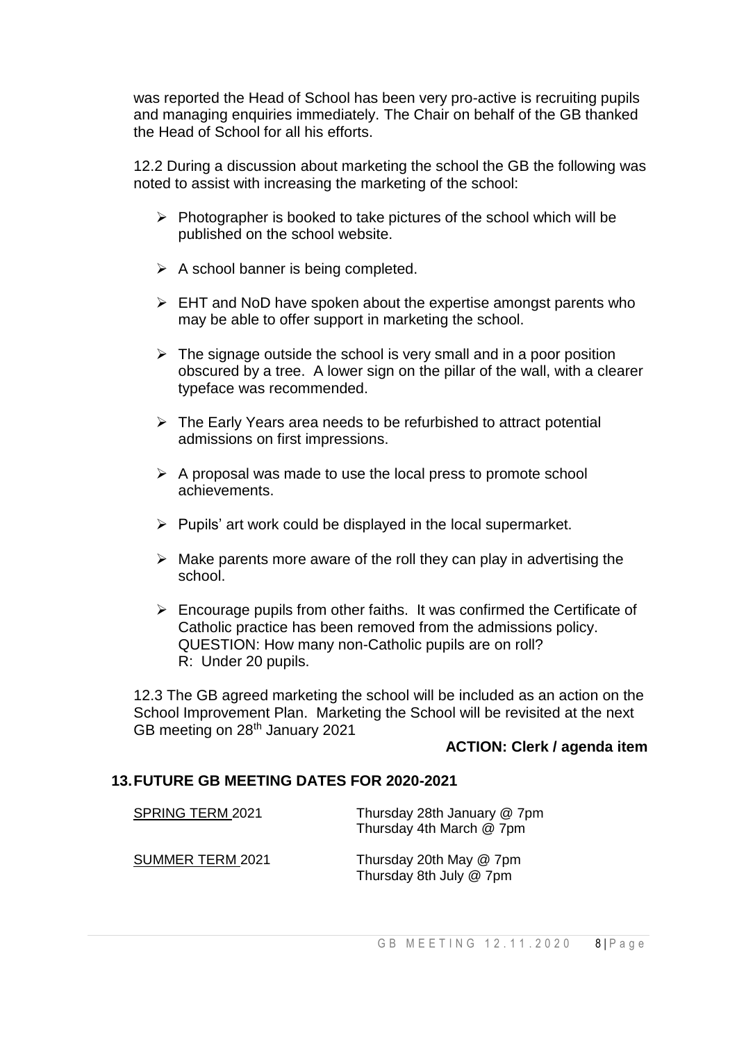was reported the Head of School has been very pro-active is recruiting pupils and managing enquiries immediately. The Chair on behalf of the GB thanked the Head of School for all his efforts.

12.2 During a discussion about marketing the school the GB the following was noted to assist with increasing the marketing of the school:

- Photographer is booked to take pictures of the school which will be published on the school website.
- A school banner is being completed.
- EHT and NoD have spoken about the expertise amongst parents who may be able to offer support in marketing the school.
- The signage outside the school is very small and in a poor position obscured by a tree. A lower sign on the pillar of the wall, with a clearer typeface was recommended.
- The Early Years area needs to be refurbished to attract potential admissions on first impressions.
- A proposal was made to use the local press to promote school achievements.
- Pupils' art work could be displayed in the local supermarket.
- Make parents more aware of the roll they can play in advertising the school.
- Encourage pupils from other faiths. It was confirmed the Certificate of Catholic practice has been removed from the admissions policy.
  QUESTION: How many non-Catholic pupils are on roll?
  R: Under 20 pupils.

12.3 The GB agreed marketing the school will be included as an action on the School Improvement Plan. Marketing the School will be revisited at the next GB meeting on 28th January 2021

**ACTION: Clerk / agenda item**

## 13. FUTURE GB MEETING DATES FOR 2020-2021

| | |
|---|---|
| SPRING TERM 2021 | Thursday 28th January @ 7pm<br>Thursday 4th March @ 7pm |
| SUMMER TERM 2021 | Thursday 20th May @ 7pm<br>Thursday 8th July @ 7pm |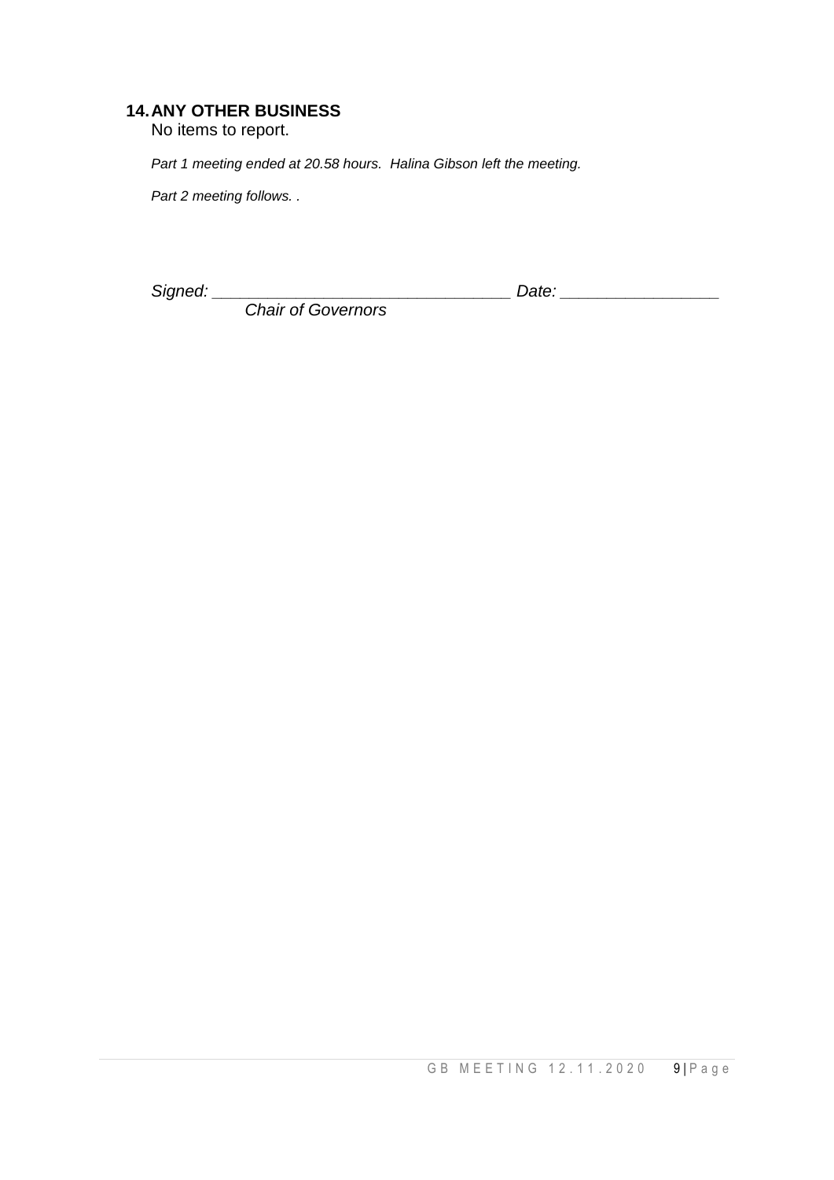## 14. ANY OTHER BUSINESS

No items to report.

*Part 1 meeting ended at 20.58 hours. Halina Gibson left the meeting.*

*Part 2 meeting follows. .*

*Signed: _________________________________ Date: _________________*

*Chair of Governors*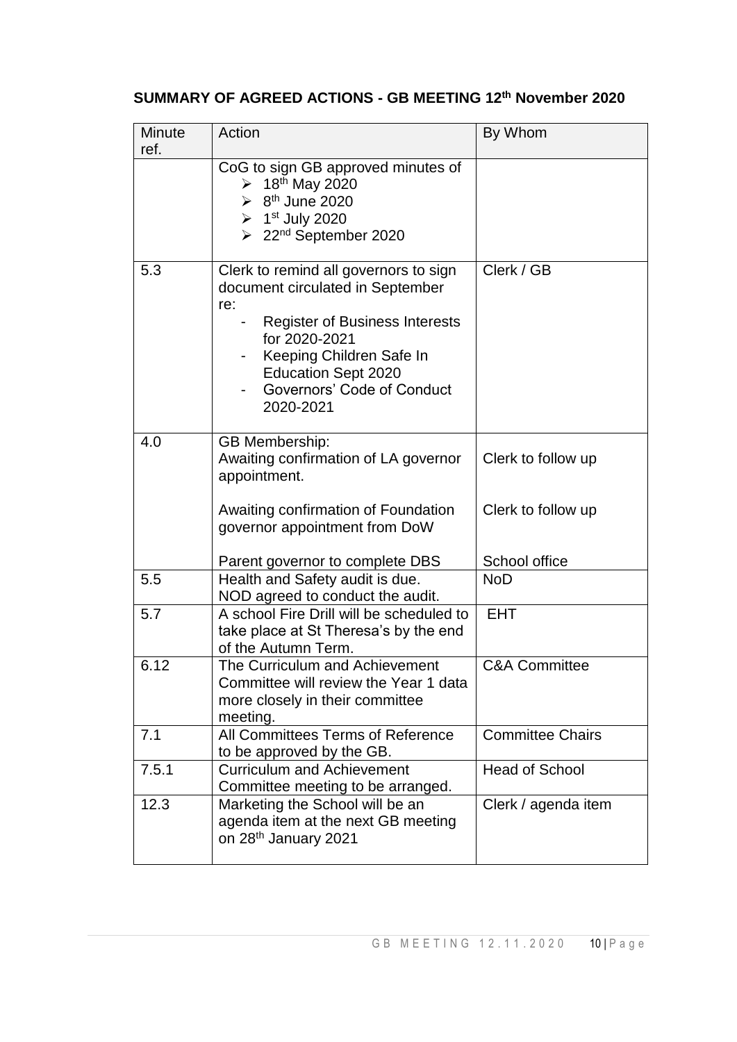**SUMMARY OF AGREED ACTIONS - GB MEETING 12th November 2020**

| Minute ref. | Action | By Whom |
|---|---|---|
| | CoG to sign GB approved minutes of<br>➢ 18th May 2020<br>➢ 8th June 2020<br>➢ 1st July 2020<br>➢ 22nd September 2020 | |
| 5.3 | Clerk to remind all governors to sign document circulated in September re:<br>- Register of Business Interests for 2020-2021<br>- Keeping Children Safe In Education Sept 2020<br>- Governors' Code of Conduct 2020-2021 | Clerk / GB |
| 4.0 | GB Membership:<br>Awaiting confirmation of LA governor appointment.<br><br>Awaiting confirmation of Foundation governor appointment from DoW<br><br>Parent governor to complete DBS | <br>Clerk to follow up<br><br>Clerk to follow up<br><br>School office |
| 5.5 | Health and Safety audit is due. NOD agreed to conduct the audit. | NoD |
| 5.7 | A school Fire Drill will be scheduled to take place at St Theresa's by the end of the Autumn Term. | EHT |
| 6.12 | The Curriculum and Achievement Committee will review the Year 1 data more closely in their committee meeting. | C&A Committee |
| 7.1 | All Committees Terms of Reference to be approved by the GB. | Committee Chairs |
| 7.5.1 | Curriculum and Achievement Committee meeting to be arranged. | Head of School |
| 12.3 | Marketing the School will be an agenda item at the next GB meeting on 28th January 2021 | Clerk / agenda item |